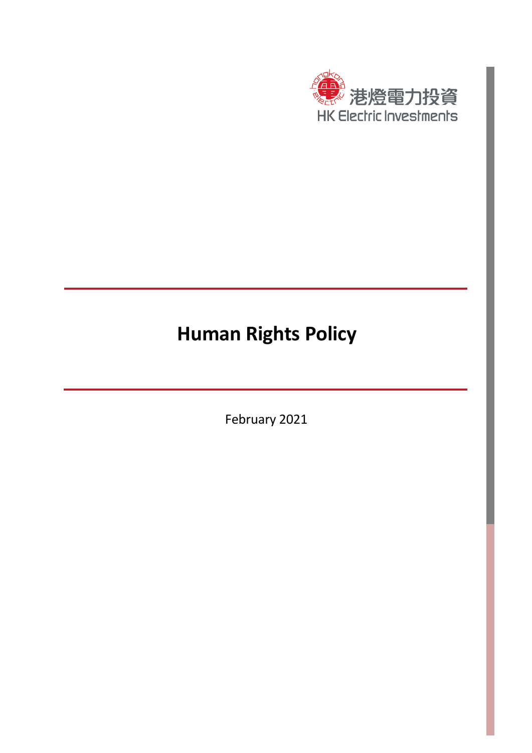港燈電力投資
HK Electric Investments

# Human Rights Policy

February 2021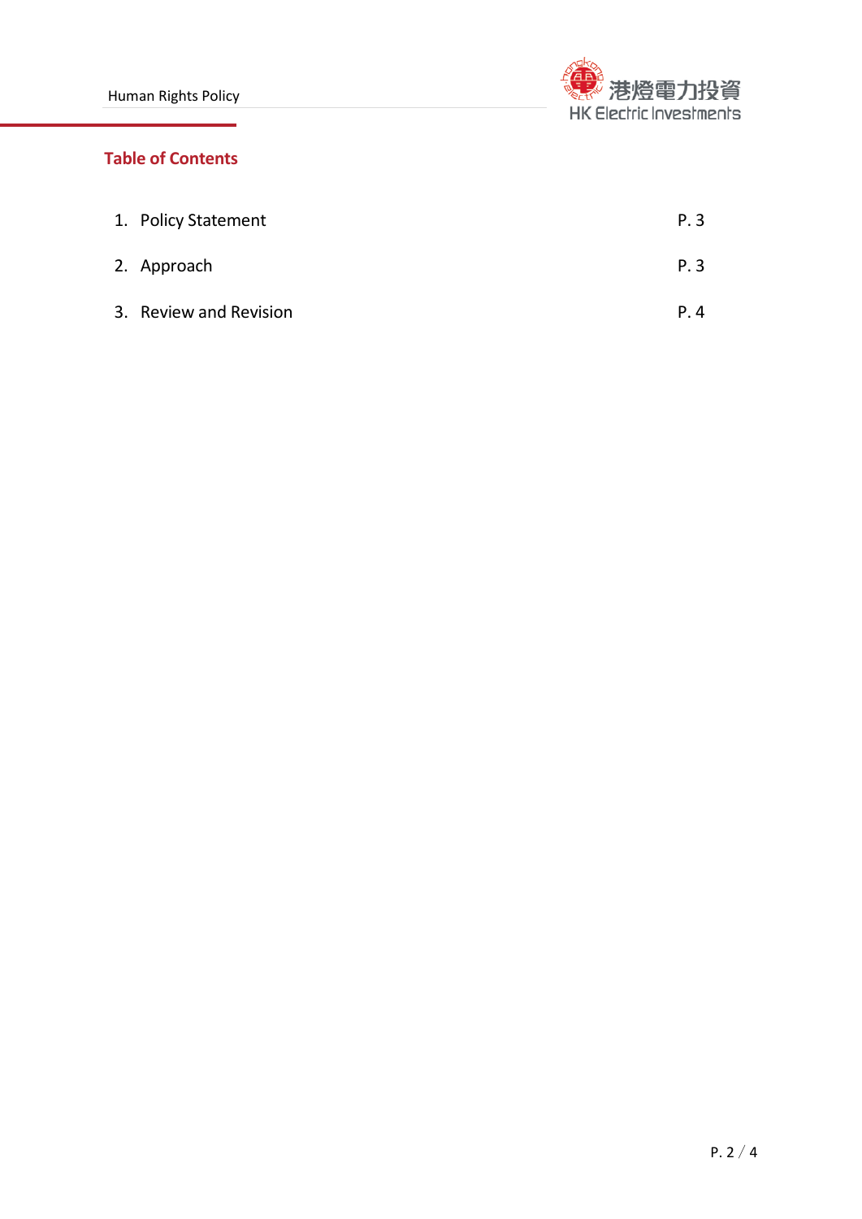## Table of Contents

| | |
|---|---|
| 1. Policy Statement | P. 3 |
| 2. Approach | P. 3 |
| 3. Review and Revision | P. 4 |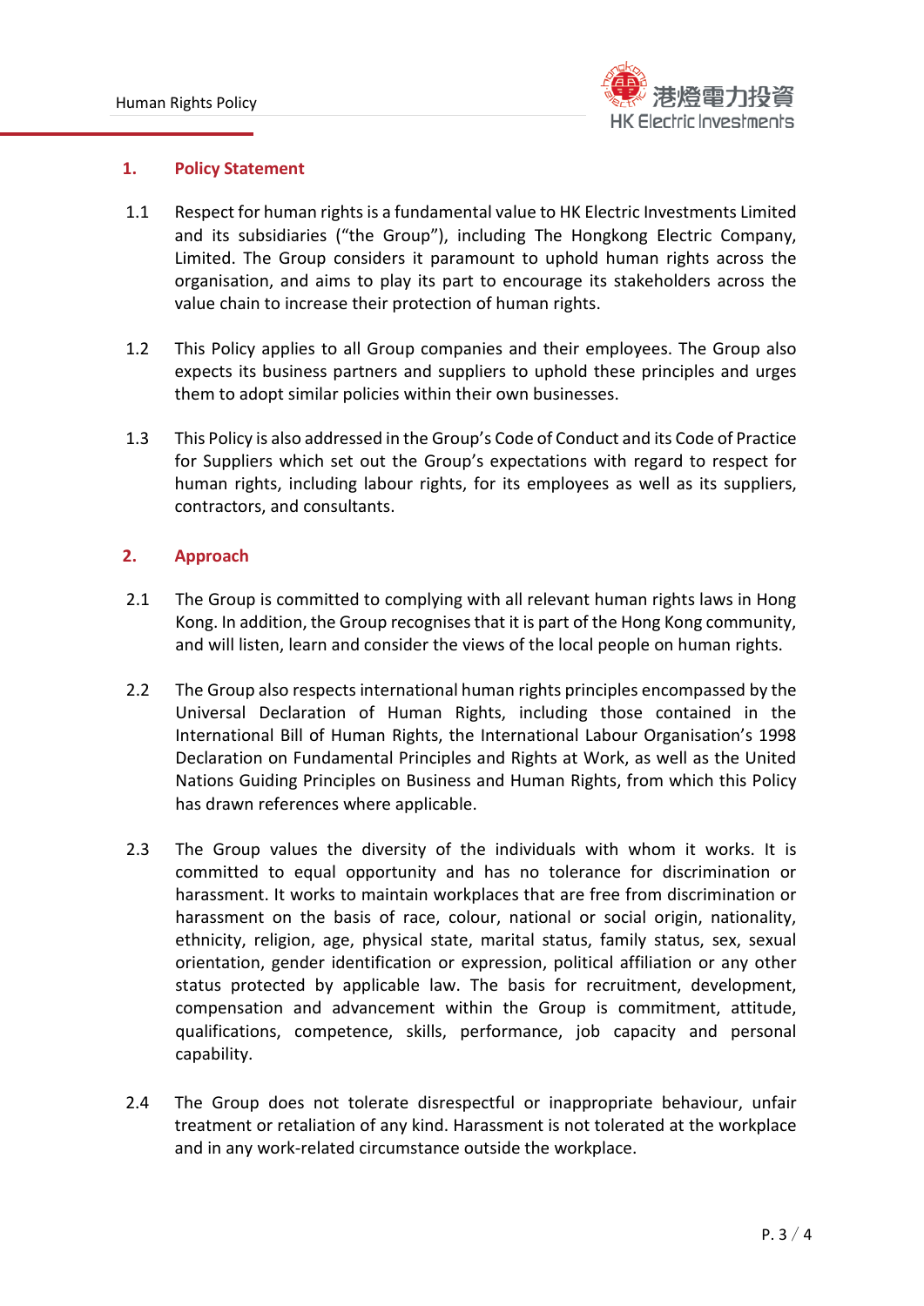## 1. Policy Statement

1.1 Respect for human rights is a fundamental value to HK Electric Investments Limited and its subsidiaries ("the Group"), including The Hongkong Electric Company, Limited. The Group considers it paramount to uphold human rights across the organisation, and aims to play its part to encourage its stakeholders across the value chain to increase their protection of human rights.

1.2 This Policy applies to all Group companies and their employees. The Group also expects its business partners and suppliers to uphold these principles and urges them to adopt similar policies within their own businesses.

1.3 This Policy is also addressed in the Group's Code of Conduct and its Code of Practice for Suppliers which set out the Group's expectations with regard to respect for human rights, including labour rights, for its employees as well as its suppliers, contractors, and consultants.

## 2. Approach

2.1 The Group is committed to complying with all relevant human rights laws in Hong Kong. In addition, the Group recognises that it is part of the Hong Kong community, and will listen, learn and consider the views of the local people on human rights.

2.2 The Group also respects international human rights principles encompassed by the Universal Declaration of Human Rights, including those contained in the International Bill of Human Rights, the International Labour Organisation's 1998 Declaration on Fundamental Principles and Rights at Work, as well as the United Nations Guiding Principles on Business and Human Rights, from which this Policy has drawn references where applicable.

2.3 The Group values the diversity of the individuals with whom it works. It is committed to equal opportunity and has no tolerance for discrimination or harassment. It works to maintain workplaces that are free from discrimination or harassment on the basis of race, colour, national or social origin, nationality, ethnicity, religion, age, physical state, marital status, family status, sex, sexual orientation, gender identification or expression, political affiliation or any other status protected by applicable law. The basis for recruitment, development, compensation and advancement within the Group is commitment, attitude, qualifications, competence, skills, performance, job capacity and personal capability.

2.4 The Group does not tolerate disrespectful or inappropriate behaviour, unfair treatment or retaliation of any kind. Harassment is not tolerated at the workplace and in any work-related circumstance outside the workplace.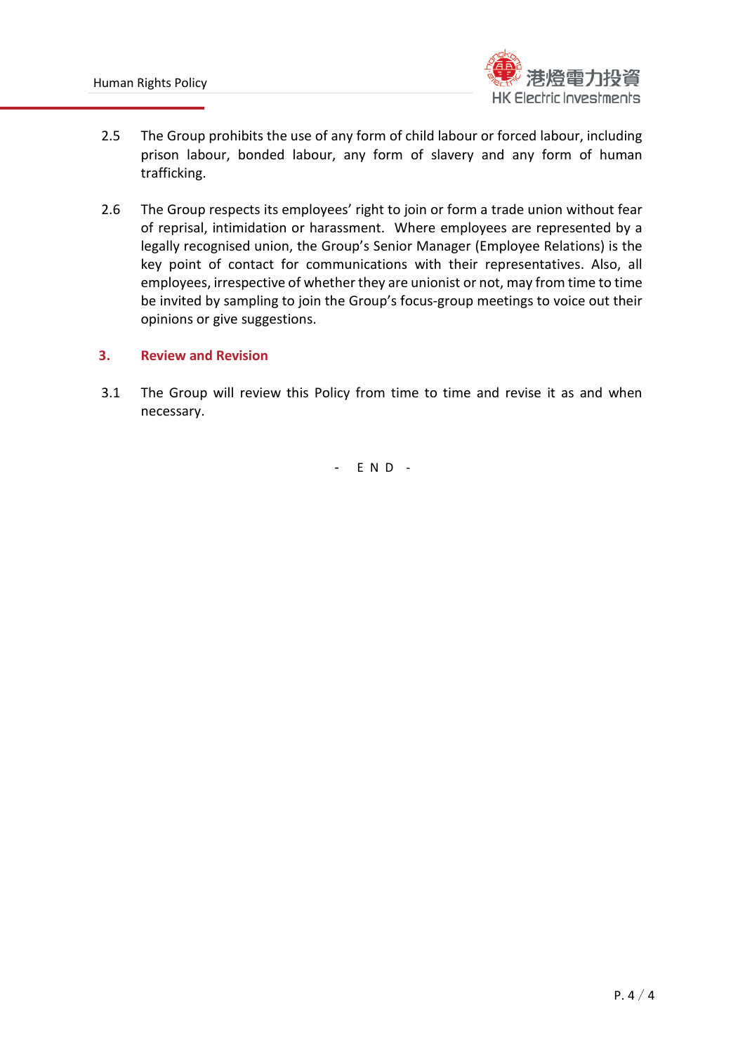2.5 The Group prohibits the use of any form of child labour or forced labour, including prison labour, bonded labour, any form of slavery and any form of human trafficking.

2.6 The Group respects its employees' right to join or form a trade union without fear of reprisal, intimidation or harassment. Where employees are represented by a legally recognised union, the Group's Senior Manager (Employee Relations) is the key point of contact for communications with their representatives. Also, all employees, irrespective of whether they are unionist or not, may from time to time be invited by sampling to join the Group's focus-group meetings to voice out their opinions or give suggestions.

## 3. Review and Revision

3.1 The Group will review this Policy from time to time and revise it as and when necessary.

- E N D -